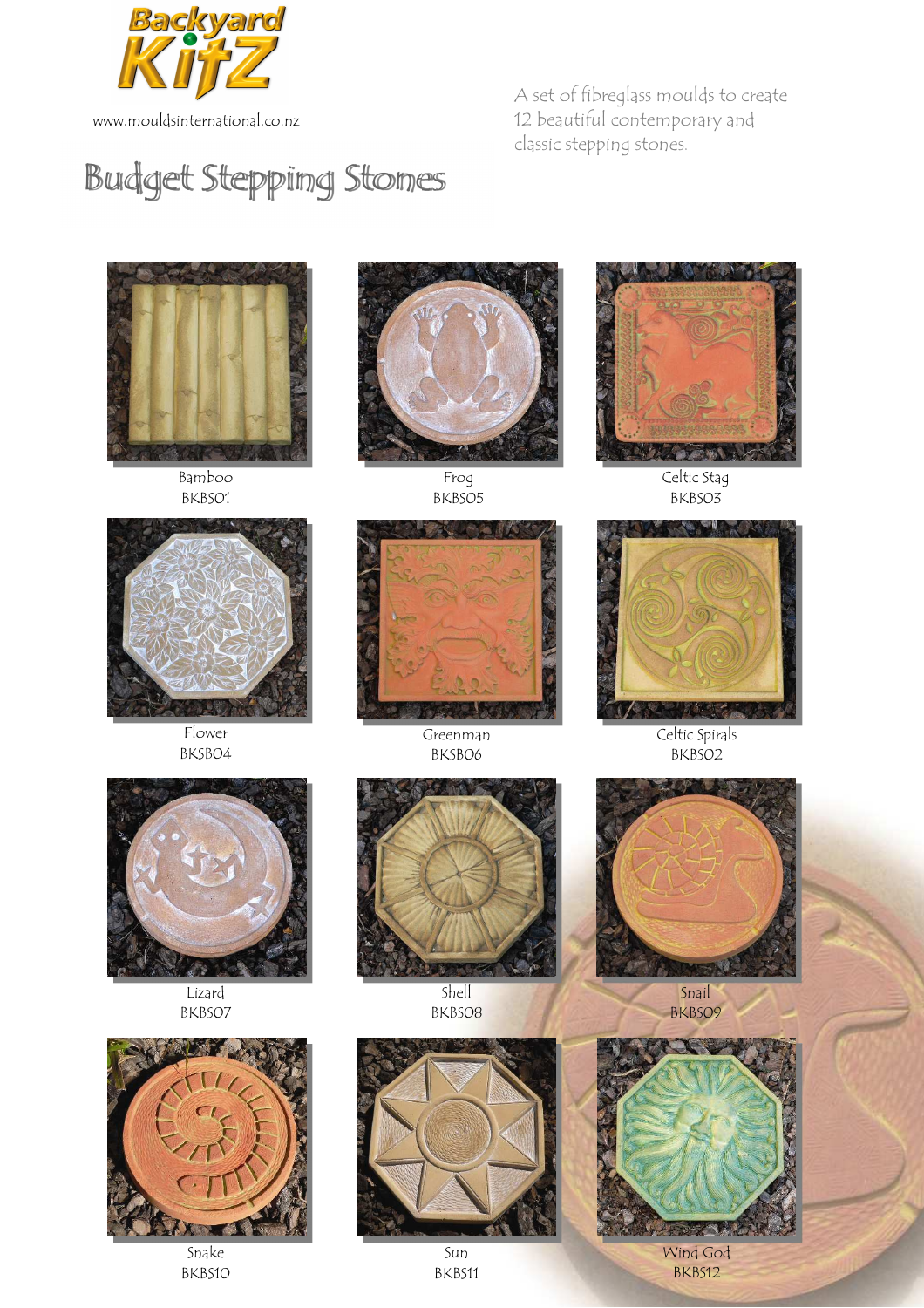Backyard KitZ

www.mouldsinternational.co.nz

# Budget Stepping Stones

A set of fibreglass moulds to create 12 beautiful contemporary and classic stepping stones.

Bamboo
BKBS01

Frog
BKBS05

Celtic Stag
BKBS03

Flower
BKSB04

Greenman
BKSB06

Celtic Spirals
BKBS02

Lizard
BKBS07

Shell
BKBS08

Snail
BKBS09

Snake
BKBS10

Sun
BKBS11

Wind God
BKBS12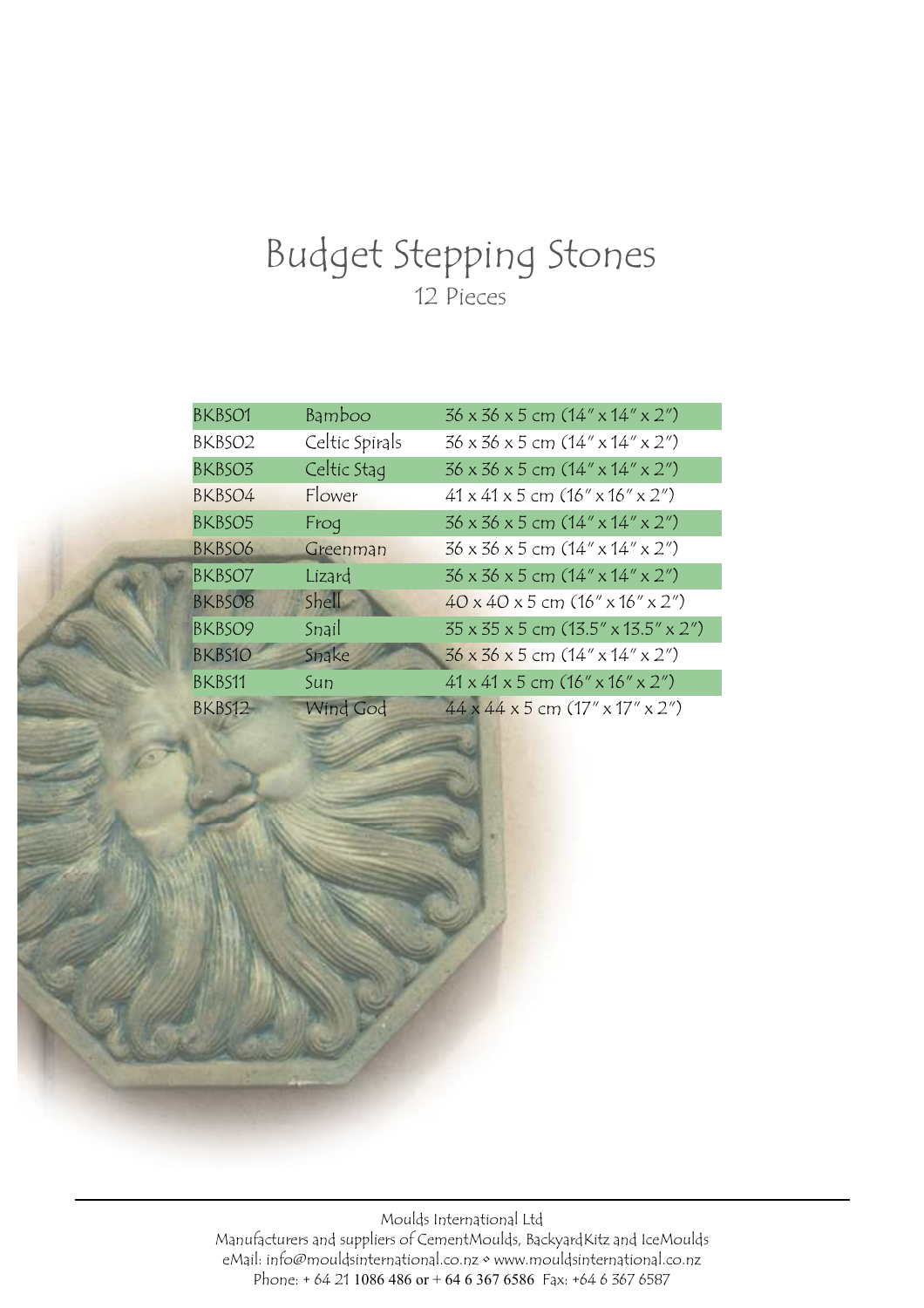# Budget Stepping Stones

12 Pieces

| | | |
|---|---|---|
| BKBS01 | Bamboo | 36 x 36 x 5 cm (14" x 14" x 2") |
| BKBS02 | Celtic Spirals | 36 x 36 x 5 cm (14" x 14" x 2") |
| BKBS03 | Celtic Stag | 36 x 36 x 5 cm (14" x 14" x 2") |
| BKBS04 | Flower | 41 x 41 x 5 cm (16" x 16" x 2") |
| BKBS05 | Frog | 36 x 36 x 5 cm (14" x 14" x 2") |
| BKBS06 | Greenman | 36 x 36 x 5 cm (14" x 14" x 2") |
| BKBS07 | Lizard | 36 x 36 x 5 cm (14" x 14" x 2") |
| BKBS08 | Shell | 40 x 40 x 5 cm (16" x 16" x 2") |
| BKBS09 | Snail | 35 x 35 x 5 cm (13.5" x 13.5" x 2") |
| BKBS10 | Snake | 36 x 36 x 5 cm (14" x 14" x 2") |
| BKBS11 | Sun | 41 x 41 x 5 cm (16" x 16" x 2") |
| BKBS12 | Wind God | 44 x 44 x 5 cm (17" x 17" x 2") |

Moulds International Ltd
Manufacturers and suppliers of CementMoulds, BackyardKitz and IceMoulds
eMail: info@mouldsinternational.co.nz ◇ www.mouldsinternational.co.nz
Phone: + 64 21 1086 486 or + 64 6 367 6586 Fax: +64 6 367 6587